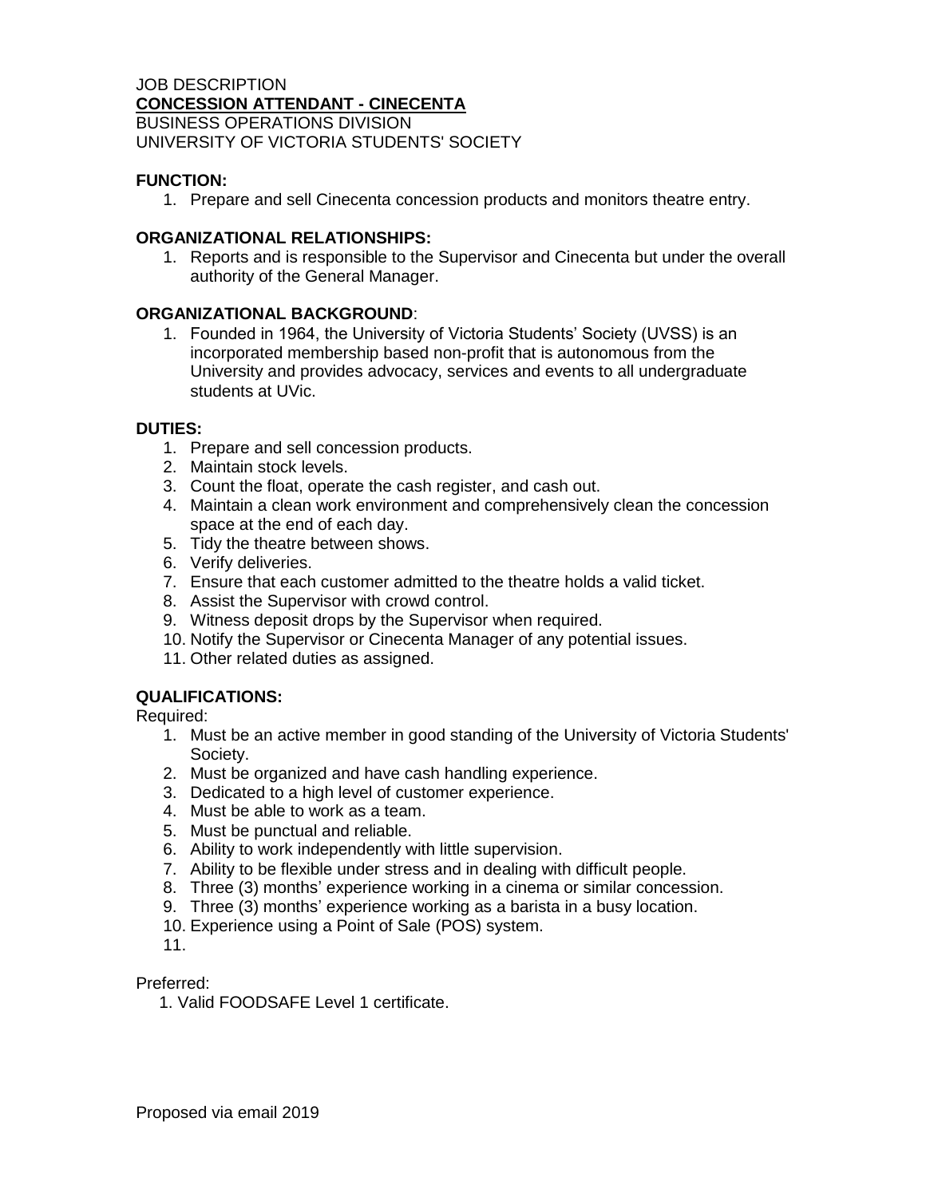JOB DESCRIPTION

**CONCESSION ATTENDANT - CINECENTA**

BUSINESS OPERATIONS DIVISION

UNIVERSITY OF VICTORIA STUDENTS' SOCIETY

**FUNCTION:**

1. Prepare and sell Cinecenta concession products and monitors theatre entry.

**ORGANIZATIONAL RELATIONSHIPS:**

1. Reports and is responsible to the Supervisor and Cinecenta but under the overall authority of the General Manager.

**ORGANIZATIONAL BACKGROUND**:

1. Founded in 1964, the University of Victoria Students' Society (UVSS) is an incorporated membership based non-profit that is autonomous from the University and provides advocacy, services and events to all undergraduate students at UVic.

**DUTIES:**

1. Prepare and sell concession products.
2. Maintain stock levels.
3. Count the float, operate the cash register, and cash out.
4. Maintain a clean work environment and comprehensively clean the concession space at the end of each day.
5. Tidy the theatre between shows.
6. Verify deliveries.
7. Ensure that each customer admitted to the theatre holds a valid ticket.
8. Assist the Supervisor with crowd control.
9. Witness deposit drops by the Supervisor when required.
10. Notify the Supervisor or Cinecenta Manager of any potential issues.
11. Other related duties as assigned.

**QUALIFICATIONS:**

Required:

1. Must be an active member in good standing of the University of Victoria Students' Society.
2. Must be organized and have cash handling experience.
3. Dedicated to a high level of customer experience.
4. Must be able to work as a team.
5. Must be punctual and reliable.
6. Ability to work independently with little supervision.
7. Ability to be flexible under stress and in dealing with difficult people.
8. Three (3) months' experience working in a cinema or similar concession.
9. Three (3) months' experience working as a barista in a busy location.
10. Experience using a Point of Sale (POS) system.
11.

Preferred:

1. Valid FOODSAFE Level 1 certificate.

Proposed via email 2019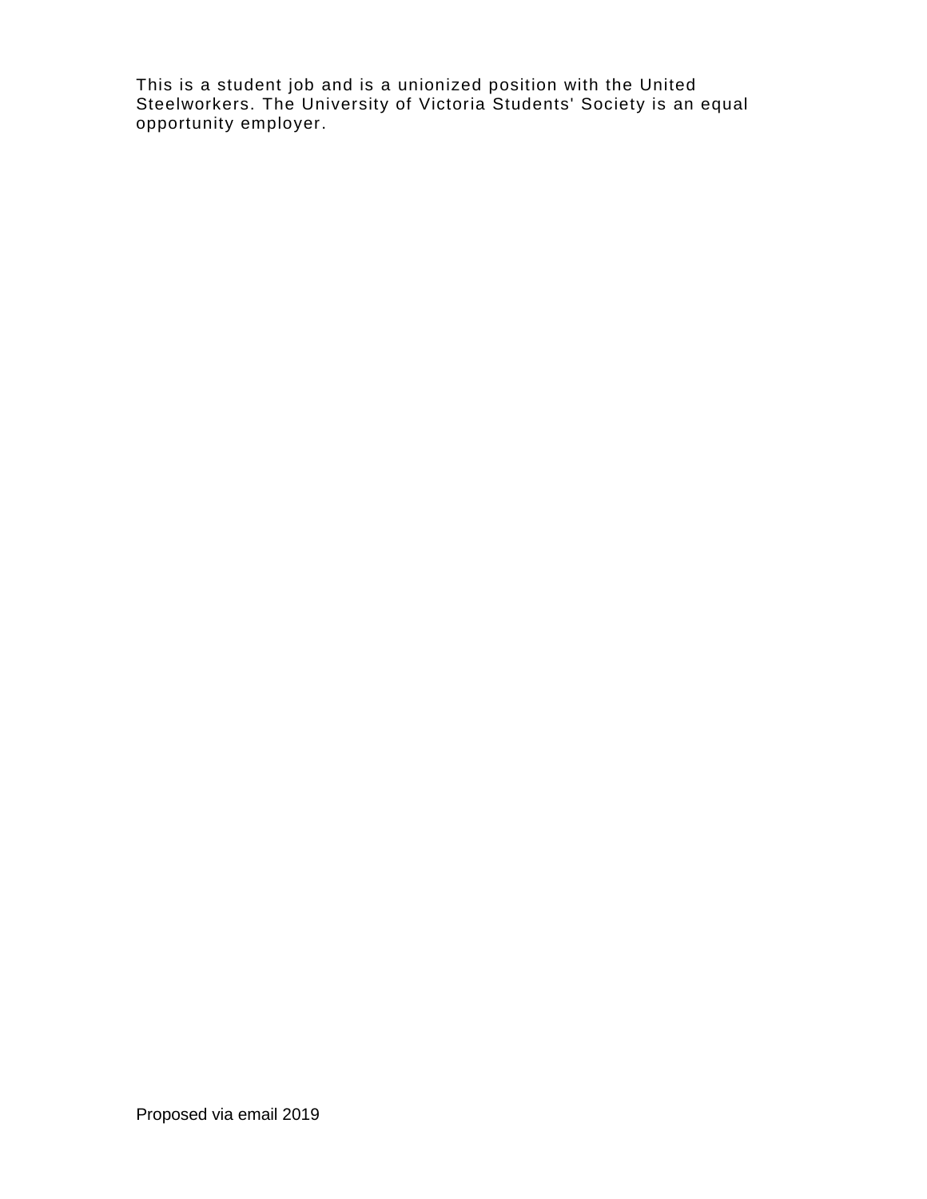This is a student job and is a unionized position with the United Steelworkers. The University of Victoria Students' Society is an equal opportunity employer.